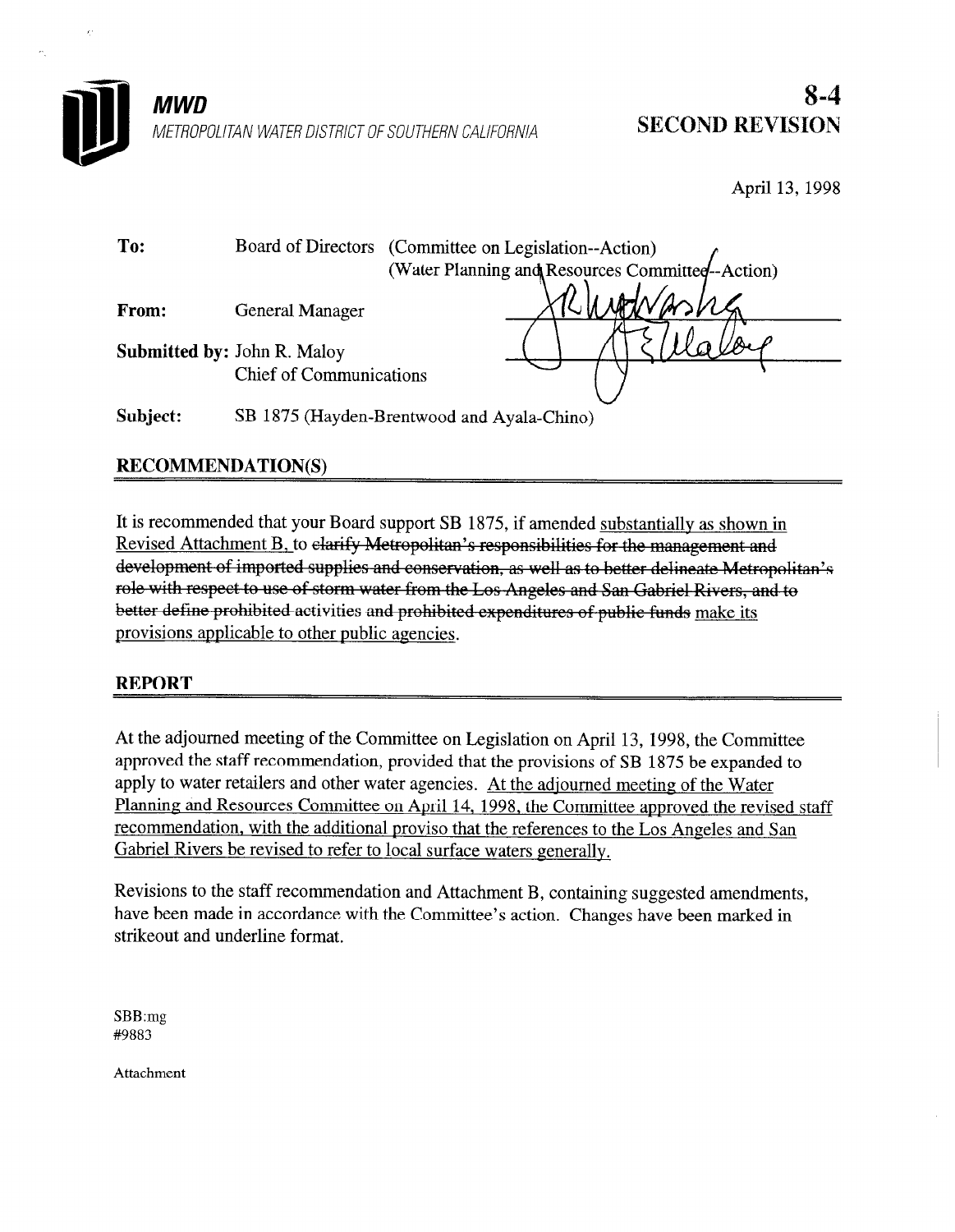**MWD**
METROPOLITAN WATER DISTRICT OF SOUTHERN CALIFORNIA

**8-4**
**SECOND REVISION**

April 13, 1998

**To:** Board of Directors (Committee on Legislation--Action)
(Water Planning and Resources Committee--Action)

**From:** General Manager

**Submitted by:** John R. Maloy
Chief of Communications

**Subject:** SB 1875 (Hayden-Brentwood and Ayala-Chino)

## RECOMMENDATION(S)

It is recommended that your Board support SB 1875, if amended <u>substantially as shown in Revised Attachment B,</u> to ~~clarify Metropolitan's responsibilities for the management and development of imported supplies and conservation, as well as to better delineate Metropolitan's role with respect to use of storm water from the Los Angeles and San Gabriel Rivers, and to better define prohibited~~ activities and ~~prohibited expenditures of public funds~~ <u>make its provisions applicable to other public agencies.</u>

## REPORT

At the adjourned meeting of the Committee on Legislation on April 13, 1998, the Committee approved the staff recommendation, provided that the provisions of SB 1875 be expanded to apply to water retailers and other water agencies. <u>At the adjourned meeting of the Water Planning and Resources Committee on April 14, 1998, the Committee approved the revised staff recommendation, with the additional proviso that the references to the Los Angeles and San Gabriel Rivers be revised to refer to local surface waters generally.</u>

Revisions to the staff recommendation and Attachment B, containing suggested amendments, have been made in accordance with the Committee's action. Changes have been marked in strikeout and underline format.

SBB:mg
#9883

Attachment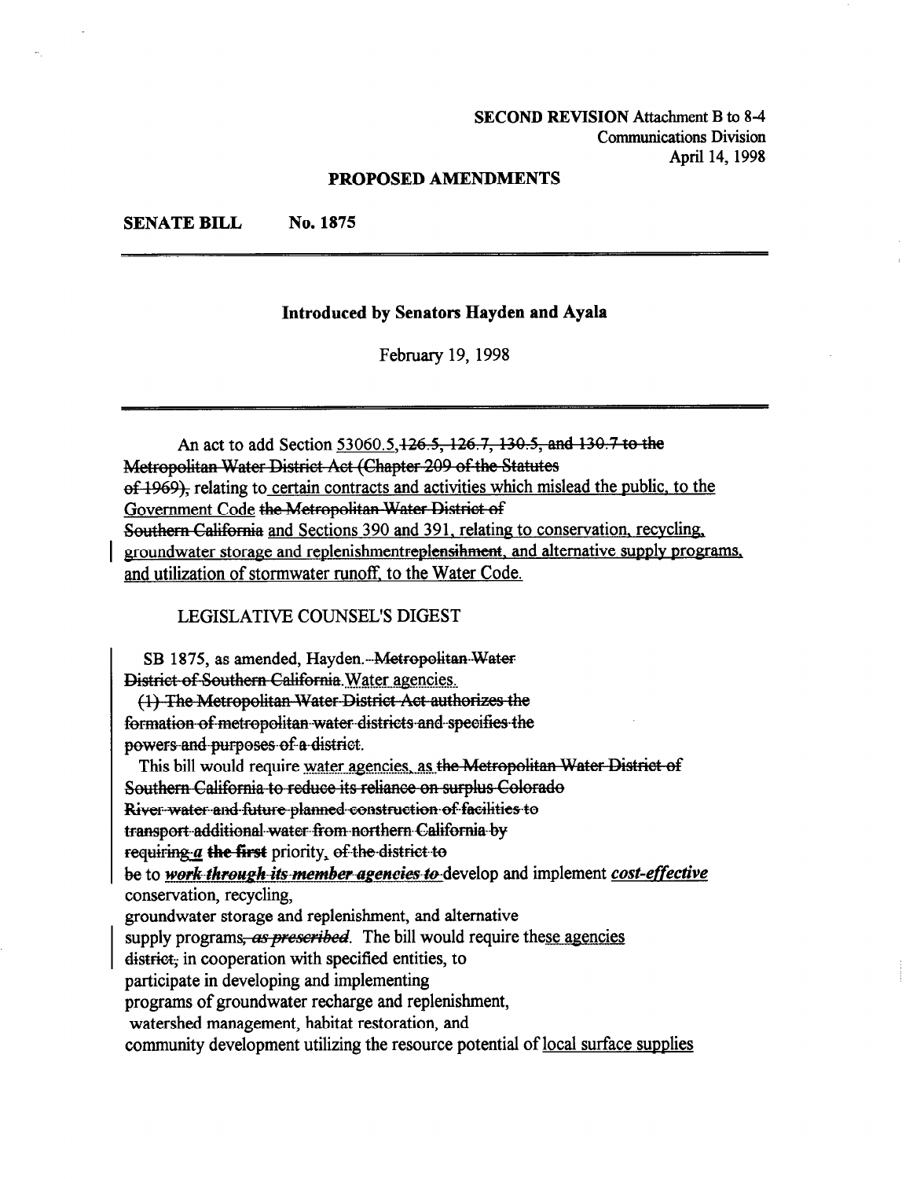**SECOND REVISION** Attachment B to 8-4
Communications Division
April 14, 1998

**PROPOSED AMENDMENTS**

**SENATE BILL No. 1875**

---

**Introduced by Senators Hayden and Ayala**

February 19, 1998

---

An act to add Section <u>53060.5,</u>~~126.5, 126.7, 130.5, and 130.7 to the Metropolitan Water District Act (Chapter 209 of the Statutes of 1969),~~ relating to <u>certain contracts and activities which mislead the public, to the Government Code</u> ~~the Metropolitan Water District of Southern California~~ and Sections 390 and 391, relating to conservation, recycling, groundwater storage and replenishment~~replensihment~~, and alternative supply programs, and utilization of stormwater runoff, to the Water Code.

LEGISLATIVE COUNSEL'S DIGEST

SB 1875, as amended, Hayden. ~~Metropolitan Water District of Southern California.~~ <u>Water agencies.</u>

~~(1) The Metropolitan Water District Act authorizes the formation of metropolitan water districts and specifies the powers and purposes of a district.~~

This bill would require <u>water agencies, as</u> ~~the Metropolitan Water District of Southern California to reduce its reliance on surplus Colorado River water and future planned construction of facilities to transport additional water from northern California by requiring~~ ***a*** ~~**the first**~~ priority, ~~of the district to~~ be to ***~~work through its member agencies to~~*** develop and implement ***cost-effective*** conservation, recycling, groundwater storage and replenishment, and alternative supply programs~~, *as prescribed*~~. The bill would require the<u>se agencies</u> ~~district,~~ in cooperation with specified entities, to participate in developing and implementing programs of groundwater recharge and replenishment, watershed management, habitat restoration, and community development utilizing the resource potential of <u>local surface supplies</u>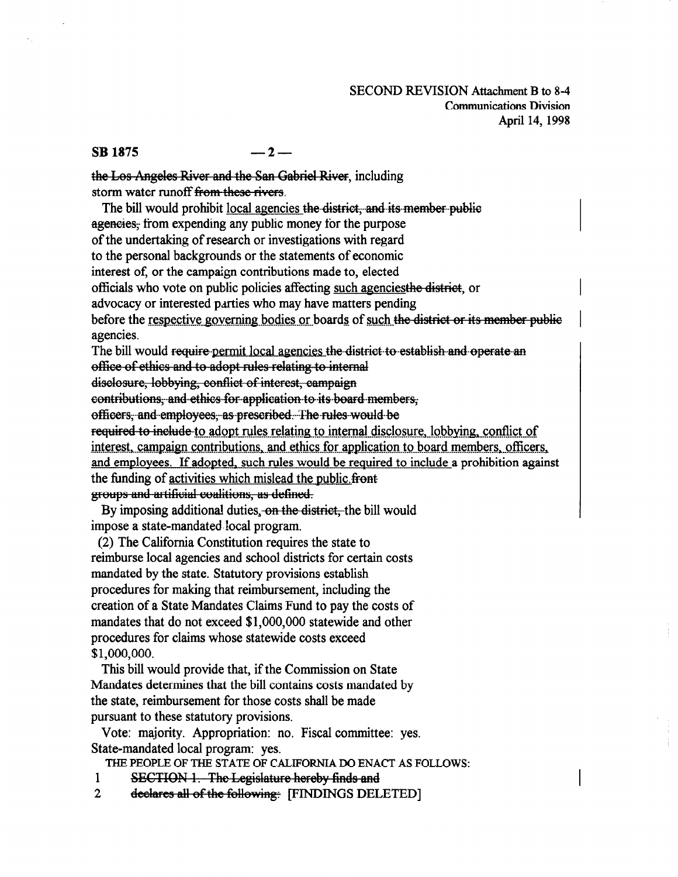SECOND REVISION Attachment B to 8-4
Communications Division
April 14, 1998

**SB 1875 — 2 —**

~~the Los Angeles River and the San Gabriel River~~, including storm water runoff ~~from these rivers~~.

The bill would prohibit <u>local agencies</u> ~~the district, and its member public agencies,~~ from expending any public money for the purpose of the undertaking of research or investigations with regard to the personal backgrounds or the statements of economic interest of, or the campaign contributions made to, elected officials who vote on public policies affecting <u>such agencies</u>~~the district~~, or advocacy or interested parties who may have matters pending before the <u>respective governing bodies or</u> board<u>s</u> of <u>such</u> ~~the district or its member public~~ agencies.

The bill would ~~require~~ <u>permit local agencies</u> ~~the district to establish and operate an office of ethics and to adopt rules relating to internal disclosure, lobbying, conflict of interest, campaign contributions, and ethics for application to its board members, officers, and employees, as prescribed. The rules would be required to include~~ <u>to adopt rules relating to internal disclosure, lobbying, conflict of interest, campaign contributions, and ethics for application to board members, officers, and employees. If adopted, such rules would be required to include</u> a prohibition against the funding of <u>activities which mislead the public.</u> ~~front groups and artificial coalitions, as defined.~~

By imposing additional duties, ~~on the district,~~ the bill would impose a state-mandated local program.

(2) The California Constitution requires the state to reimburse local agencies and school districts for certain costs mandated by the state. Statutory provisions establish procedures for making that reimbursement, including the creation of a State Mandates Claims Fund to pay the costs of mandates that do not exceed $1,000,000 statewide and other procedures for claims whose statewide costs exceed $1,000,000.

This bill would provide that, if the Commission on State Mandates determines that the bill contains costs mandated by the state, reimbursement for those costs shall be made pursuant to these statutory provisions.

Vote: majority. Appropriation: no. Fiscal committee: yes. State-mandated local program: yes.

THE PEOPLE OF THE STATE OF CALIFORNIA DO ENACT AS FOLLOWS:

1 ~~SECTION 1. The Legislature hereby finds and~~
2 ~~declares all of the following:~~ [FINDINGS DELETED]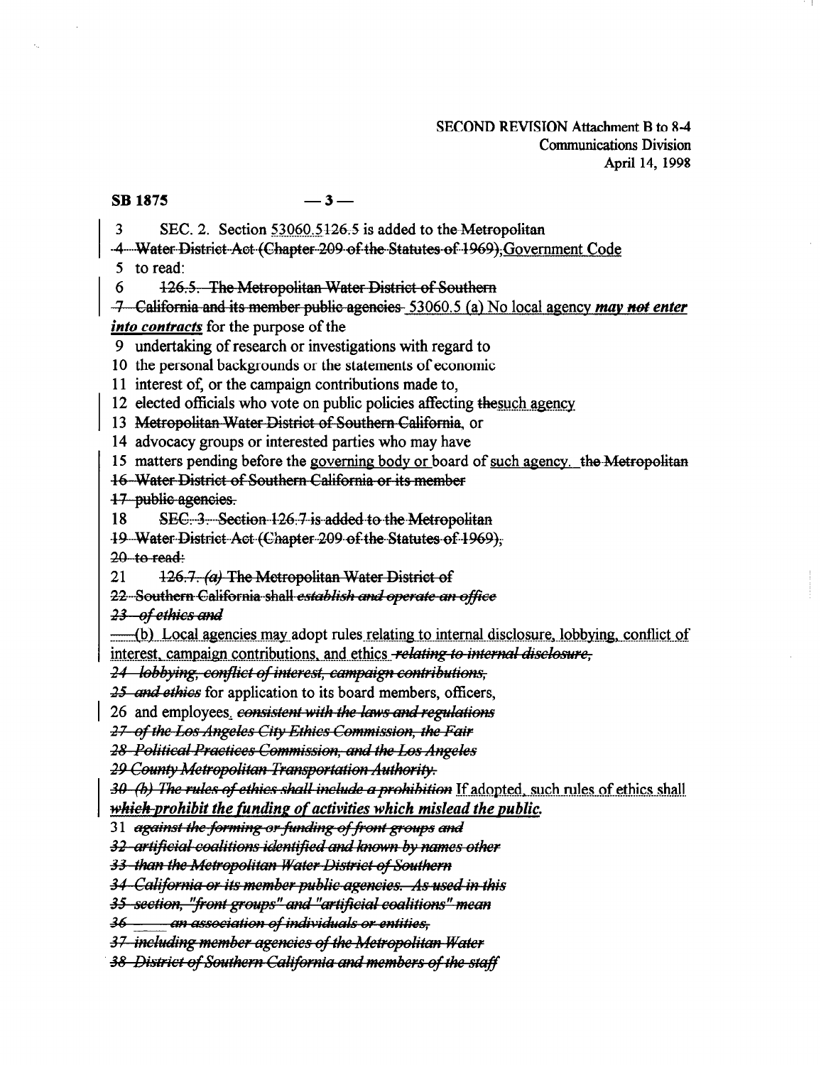SECOND REVISION Attachment B to 8-4
Communications Division
April 14, 1998

**SB 1875** — 3 —

3 SEC. 2. Section <u>53060.5</u>~~126.5~~ is added to the ~~Metropolitan~~

~~4 Water District Act (Chapter 209 of the Statutes of 1969),~~<u>Government Code</u>

5 to read:

6 ~~126.5. The Metropolitan Water District of Southern~~

~~7 California and its member public agencies~~ <u>53060.5 (a) No local agency</u> <u>***may*** ~~***not***~~ ***enter into contracts***</u> for the purpose of the

9 undertaking of research or investigations with regard to

10 the personal backgrounds or the statements of economic

11 interest of, or the campaign contributions made to,

12 elected officials who vote on public policies affecting ~~the~~<u>such agency</u>

13 ~~Metropolitan Water District of Southern California~~, or

14 advocacy groups or interested parties who may have

15 matters pending before the <u>governing body or</u> board of <u>such agency.</u> ~~the Metropolitan~~

~~16 Water District of Southern California or its member~~

~~17 public agencies.~~

18 ~~SEC. 3. Section 126.7 is added to the Metropolitan~~

~~19 Water District Act (Chapter 209 of the Statutes of 1969),~~

~~20 to read:~~

21 ~~126.7. *(a)* The Metropolitan Water District of~~

~~22 Southern California shall *establish and operate an office*~~

~~*23 of ethics and*~~

<u>(b) Local agencies may adopt rules relating to internal disclosure, lobbying, conflict of interest, campaign contributions, and ethics</u> ~~*relating to internal disclosure,*~~

~~*24 lobbying, conflict of interest, campaign contributions,*~~

~~*25 and ethics*~~ for application to its board members, officers,

26 and employees<u>.</u> ~~*consistent with the laws and regulations*~~

~~*27 of the Los Angeles City Ethics Commission, the Fair*~~

~~*28 Political Practices Commission, and the Los Angeles*~~

~~*29 County Metropolitan Transportation Authority.*~~

~~*30 (b) The rules of ethics shall include a prohibition*~~ <u>If adopted, such rules of ethics shall</u> ~~***which***~~<u>***prohibit the funding of activities which mislead the public.***</u>

31 ~~*against the forming or funding of front groups and*~~

~~*32 artificial coalitions identified and known by names other*~~

~~*33 than the Metropolitan Water District of Southern*~~

~~*34 California or its member public agencies. As used in this*~~

~~*35 section, "front groups" and "artificial coalitions" mean*~~

~~*36 an association of individuals or entities,*~~

~~*37 including member agencies of the Metropolitan Water*~~

~~*38 District of Southern California and members of the staff*~~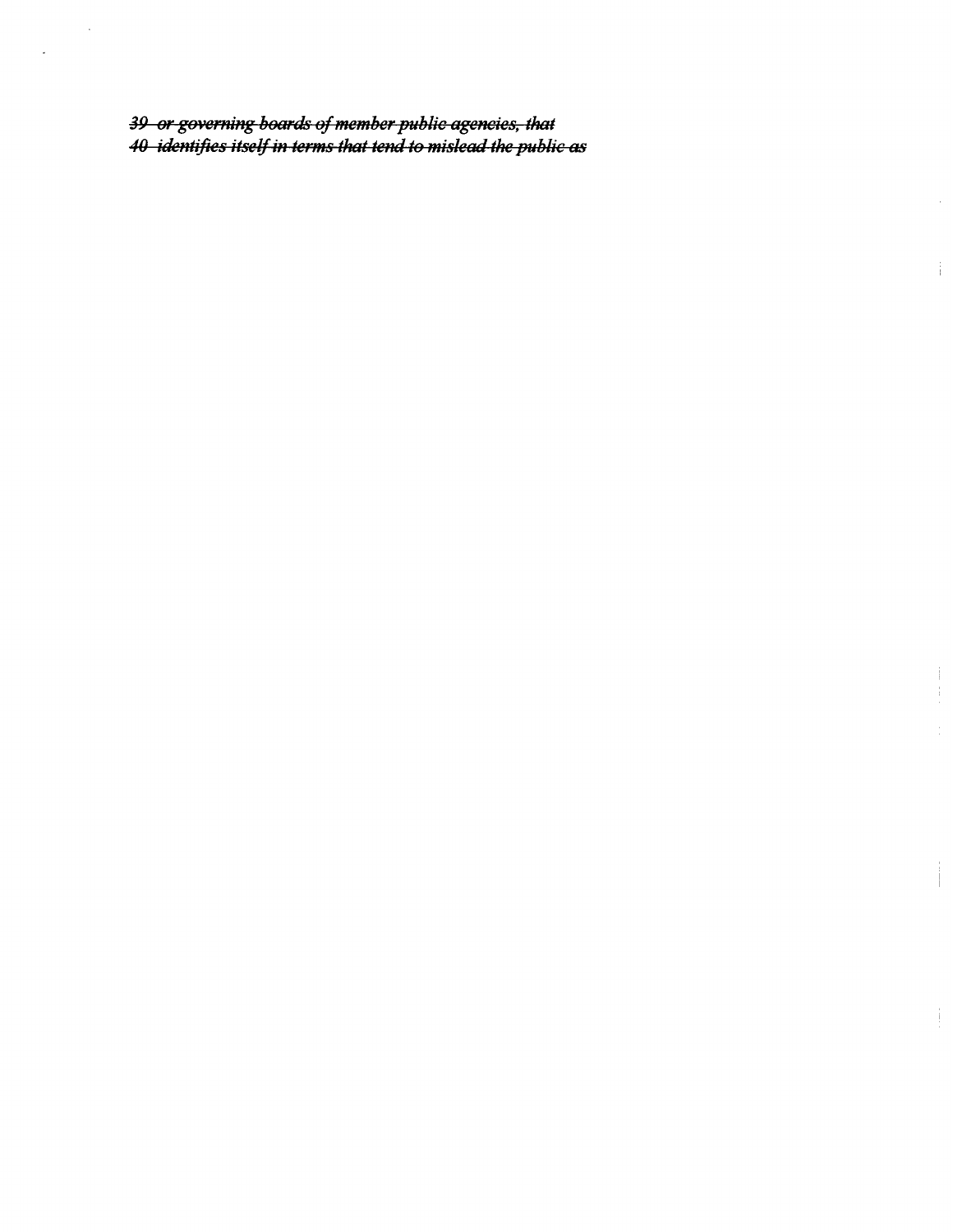~~*39 or governing boards of member public agencies, that*~~
~~*40 identifies itself in terms that tend to mislead the public as*~~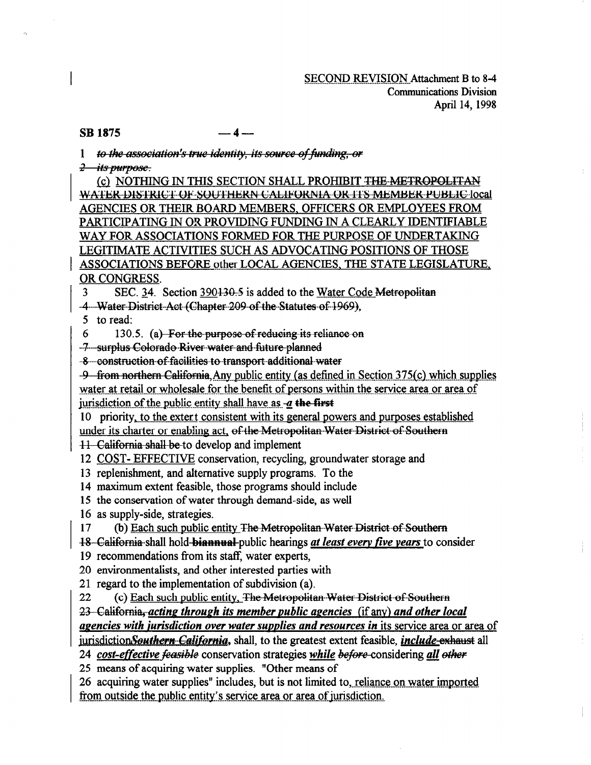SECOND REVISION Attachment B to 8-4
Communications Division
April 14, 1998

**SB 1875 — 4 —**

1 ~~*to the association's true identity, its source of funding, or*~~
2 ~~*its purpose.*~~

(c) NOTHING IN THIS SECTION SHALL PROHIBIT ~~THE METROPOLITAN WATER DISTRICT OF SOUTHERN CALIFORNIA OR ITS MEMBER PUBLIC~~ local AGENCIES OR THEIR BOARD MEMBERS, OFFICERS OR EMPLOYEES FROM PARTICIPATING IN OR PROVIDING FUNDING IN A CLEARLY IDENTIFIABLE WAY FOR ASSOCIATIONS FORMED FOR THE PURPOSE OF UNDERTAKING LEGITIMATE ACTIVITIES SUCH AS ADVOCATING POSITIONS OF THOSE ASSOCIATIONS BEFORE other LOCAL AGENCIES, THE STATE LEGISLATURE, OR CONGRESS.

3 SEC. 34. Section 390~~130.5~~ is added to the Water Code ~~Metropolitan~~
4 ~~Water District Act (Chapter 209 of the Statutes of 1969),~~
5 to read:
6 130.5. (a) ~~For the purpose of reducing its reliance on~~
7 ~~surplus Colorado River water and future planned~~
8 ~~construction of facilities to transport additional water~~
9 ~~from northern California,~~ Any public entity (as defined in Section 375(c) which supplies water at retail or wholesale for the benefit of persons within the service area or area of jurisdiction of the public entity shall have as ~~-~~*a* ~~**the first**~~
10 priority, to the extent consistent with its general powers and purposes established under its charter or enabling act, ~~of the Metropolitan Water District of Southern~~
11 ~~California shall be~~ to develop and implement
12 COST- EFFECTIVE conservation, recycling, groundwater storage and
13 replenishment, and alternative supply programs. To the
14 maximum extent feasible, those programs should include
15 the conservation of water through demand-side, as well
16 as supply-side, strategies.
17 (b) Each such public entity ~~The Metropolitan Water District of Southern~~
18 ~~California~~ shall hold ~~**biannual**~~ public hearings ***at least every five years*** to consider
19 recommendations from its staff, water experts,
20 environmentalists, and other interested parties with
21 regard to the implementation of subdivision (a).
22 (c) Each such public entity, ~~The Metropolitan Water District of Southern~~
23 ~~California,~~ ***acting through its member public agencies*** (if any) ***and other local agencies with jurisdiction over water supplies and resources in*** its service area or area of jurisdiction ~~***Southern California***~~, shall, to the greatest extent feasible, ***include*** ~~exhaust~~ all
24 ***cost-effective*** ~~***feasible***~~ conservation strategies ***while*** ~~***before***~~ considering ***all*** ~~***other***~~
25 means of acquiring water supplies. "Other means of
26 acquiring water supplies" includes, but is not limited to, reliance on water imported from outside the public entity's service area or area of jurisdiction.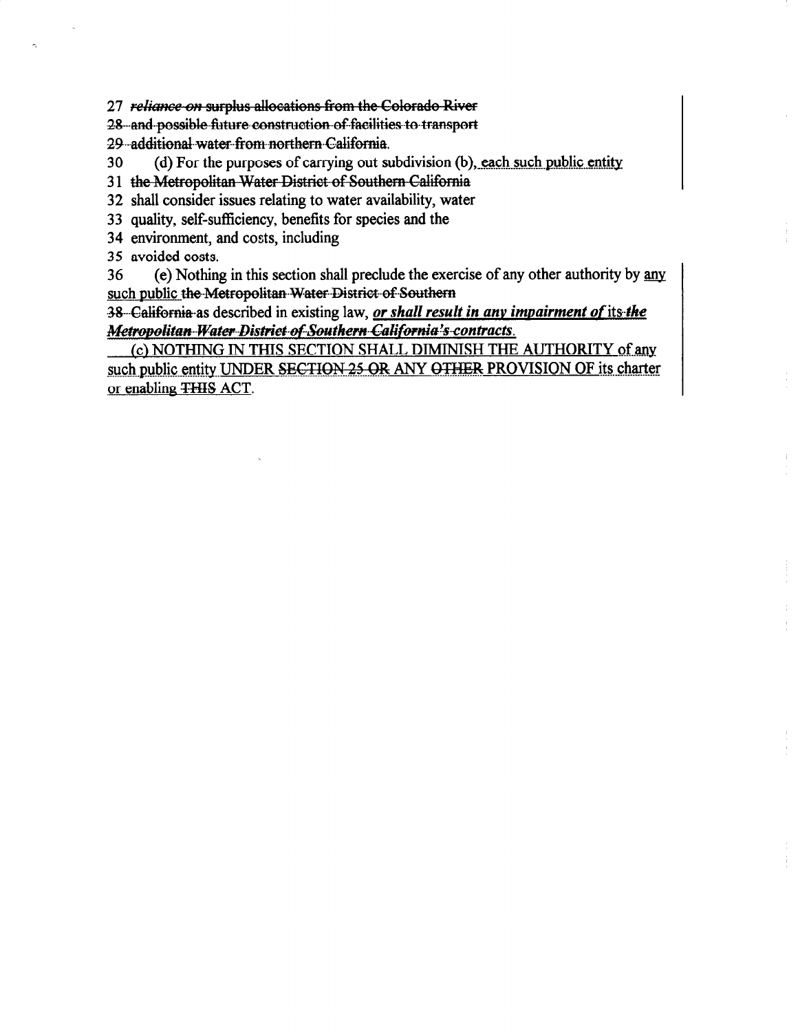27 ~~*reliance on* surplus allocations from the Colorado River~~

~~28 and possible future construction of facilities to transport~~

~~29 additional water from northern California.~~

30 (d) For the purposes of carrying out subdivision (b), <u>each such public entity</u>

31 ~~the Metropolitan Water District of Southern California~~

32 shall consider issues relating to water availability, water

33 quality, self-sufficiency, benefits for species and the

34 environment, and costs, including

35 avoided costs.

36 (e) Nothing in this section shall preclude the exercise of any other authority by <u>any such public</u> ~~the Metropolitan Water District of Southern~~

~~38 California~~ as described in existing law, <u>***or shall result in any impairment of***</u> its ~~***the Metropolitan Water District of Southern California's contracts***~~.

<u>(c) NOTHING IN THIS SECTION SHALL DIMINISH THE AUTHORITY of any such public entity UNDER ~~SECTION 25 OR~~ ANY ~~OTHER~~ PROVISION OF its charter or enabling ~~THIS~~ ACT.</u>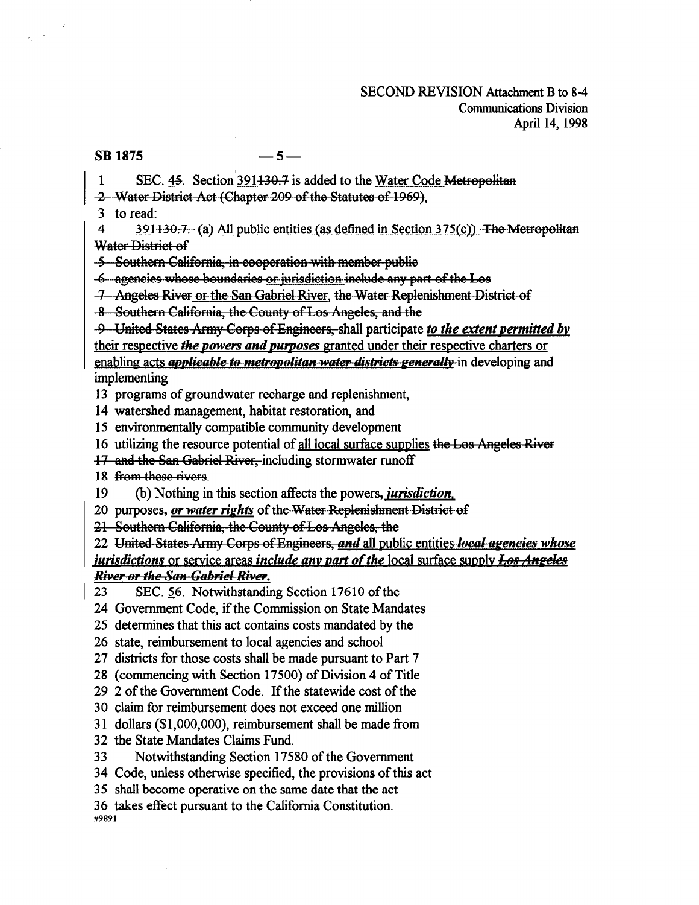SECOND REVISION Attachment B to 8-4
Communications Division
April 14, 1998

SB 1875 — 5 —

1 SEC. ~~4~~5. Section 391~~130.7~~ is added to the Water Code ~~Metropolitan~~
~~2 Water District Act (Chapter 209 of the Statutes of 1969),~~
3 to read:
4 391~~130.7.~~ (a) All public entities (as defined in Section 375(c)) ~~The Metropolitan Water District of~~
~~5 Southern California, in cooperation with member public~~
~~6 agencies whose boundaries or jurisdiction include any part of the Los~~
~~7 Angeles River or the San Gabriel River, the Water Replenishment District of~~
~~8 Southern California, the County of Los Angeles, and the~~
~~9 United States Army Corps of Engineers,~~ shall participate ***to the extent permitted by*** their respective ***~~the~~ powers and purposes*** granted under their respective charters or enabling acts ***~~applicable to metropolitan water districts generally~~*** in developing and implementing
13 programs of groundwater recharge and replenishment,
14 watershed management, habitat restoration, and
15 environmentally compatible community development
16 utilizing the resource potential of all local surface supplies ~~the Los Angeles River~~
~~17 and the San Gabriel River,~~ including stormwater runoff
~~18 from these rivers~~.
19 (b) Nothing in this section affects the powers, ***jurisdiction,***
20 purposes, ***or water rights*** of the ~~Water Replenishment District of~~
~~21 Southern California, the County of Los Angeles, the~~
~~22 United States Army Corps of Engineers,~~ ***~~and~~*** all public entities ***~~local agencies whose jurisdictions~~*** or service areas ***include any part of the*** local surface supply ***~~Los Angeles River or the San Gabriel River.~~***
23 SEC. ~~5~~6. Notwithstanding Section 17610 of the
24 Government Code, if the Commission on State Mandates
25 determines that this act contains costs mandated by the
26 state, reimbursement to local agencies and school
27 districts for those costs shall be made pursuant to Part 7
28 (commencing with Section 17500) of Division 4 of Title
29 2 of the Government Code. If the statewide cost of the
30 claim for reimbursement does not exceed one million
31 dollars ($1,000,000), reimbursement shall be made from
32 the State Mandates Claims Fund.
33 Notwithstanding Section 17580 of the Government
34 Code, unless otherwise specified, the provisions of this act
35 shall become operative on the same date that the act
36 takes effect pursuant to the California Constitution.

#9891